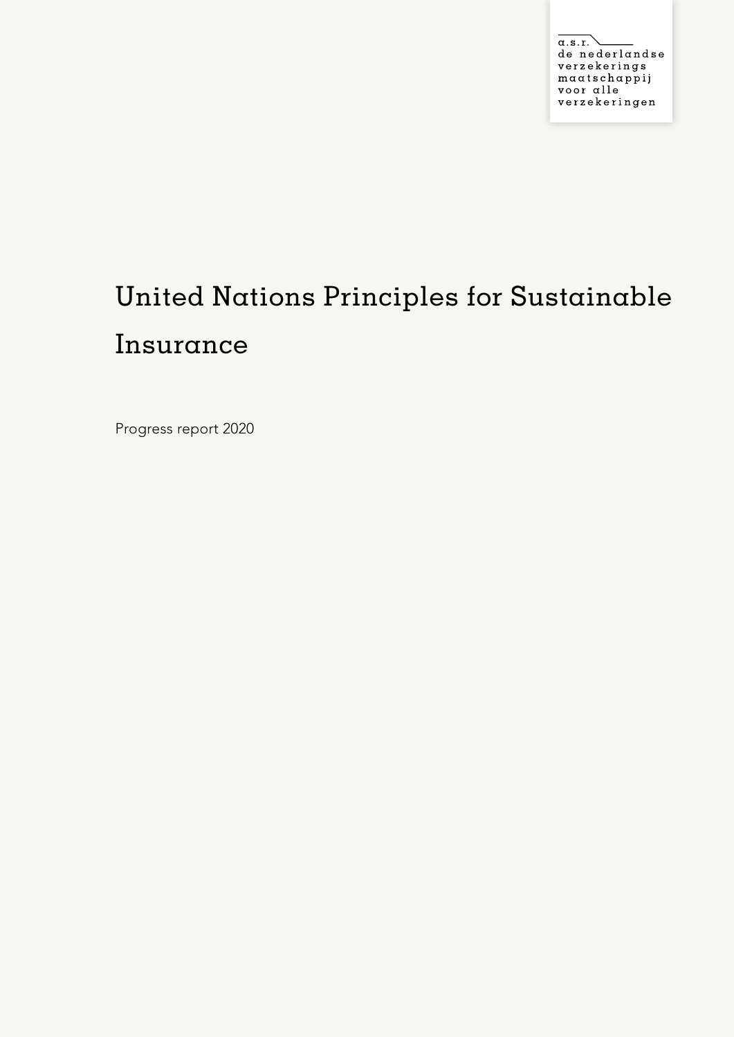a.s.r.
de nederlandse
verzekerings
maatschappij
voor alle
verzekeringen

# United Nations Principles for Sustainable Insurance

Progress report 2020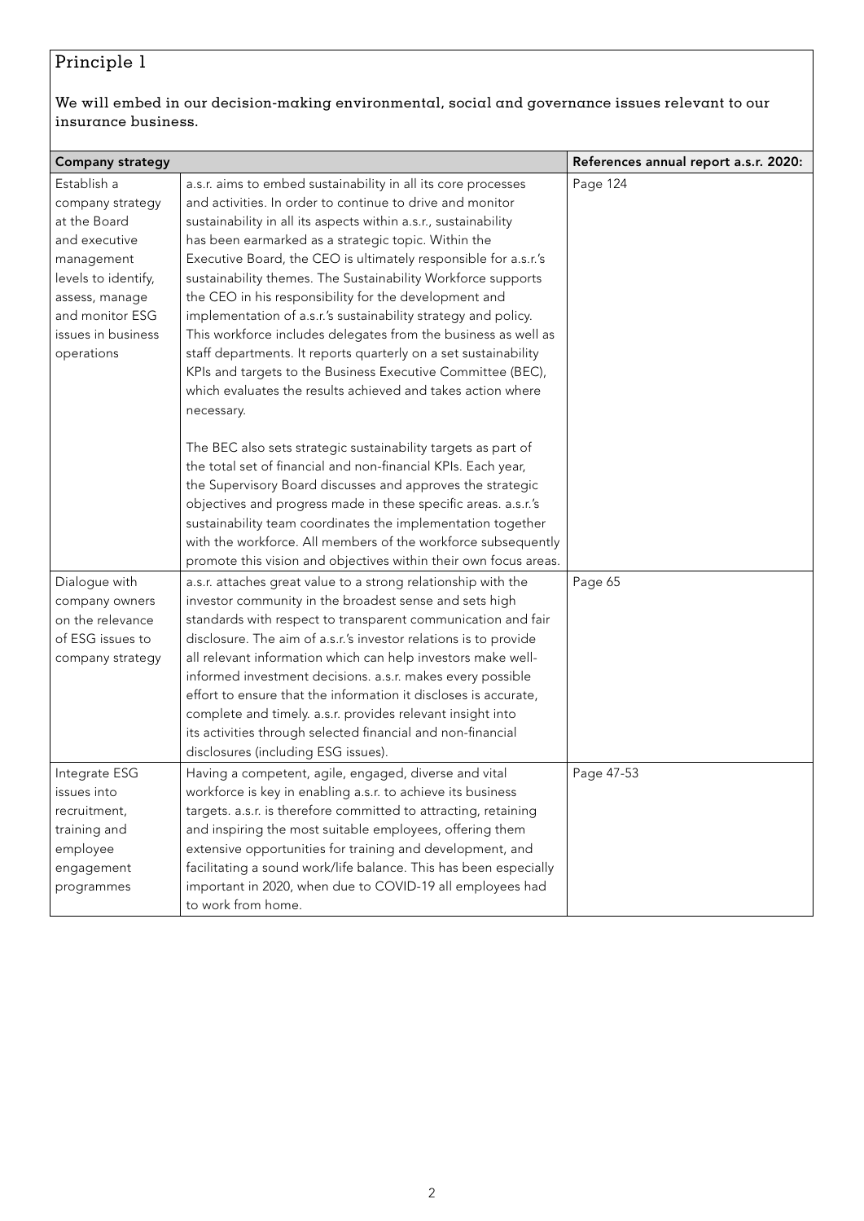## Principle 1

We will embed in our decision-making environmental, social and governance issues relevant to our insurance business.

| Company strategy | | References annual report a.s.r. 2020: |
|---|---|---|
| Establish a company strategy at the Board and executive management levels to identify, assess, manage and monitor ESG issues in business operations | a.s.r. aims to embed sustainability in all its core processes and activities. In order to continue to drive and monitor sustainability in all its aspects within a.s.r., sustainability has been earmarked as a strategic topic. Within the Executive Board, the CEO is ultimately responsible for a.s.r.'s sustainability themes. The Sustainability Workforce supports the CEO in his responsibility for the development and implementation of a.s.r.'s sustainability strategy and policy. This workforce includes delegates from the business as well as staff departments. It reports quarterly on a set sustainability KPIs and targets to the Business Executive Committee (BEC), which evaluates the results achieved and takes action where necessary.<br><br>The BEC also sets strategic sustainability targets as part of the total set of financial and non-financial KPIs. Each year, the Supervisory Board discusses and approves the strategic objectives and progress made in these specific areas. a.s.r.'s sustainability team coordinates the implementation together with the workforce. All members of the workforce subsequently promote this vision and objectives within their own focus areas. | Page 124 |
| Dialogue with company owners on the relevance of ESG issues to company strategy | a.s.r. attaches great value to a strong relationship with the investor community in the broadest sense and sets high standards with respect to transparent communication and fair disclosure. The aim of a.s.r.'s investor relations is to provide all relevant information which can help investors make well-informed investment decisions. a.s.r. makes every possible effort to ensure that the information it discloses is accurate, complete and timely. a.s.r. provides relevant insight into its activities through selected financial and non-financial disclosures (including ESG issues). | Page 65 |
| Integrate ESG issues into recruitment, training and employee engagement programmes | Having a competent, agile, engaged, diverse and vital workforce is key in enabling a.s.r. to achieve its business targets. a.s.r. is therefore committed to attracting, retaining and inspiring the most suitable employees, offering them extensive opportunities for training and development, and facilitating a sound work/life balance. This has been especially important in 2020, when due to COVID-19 all employees had to work from home. | Page 47-53 |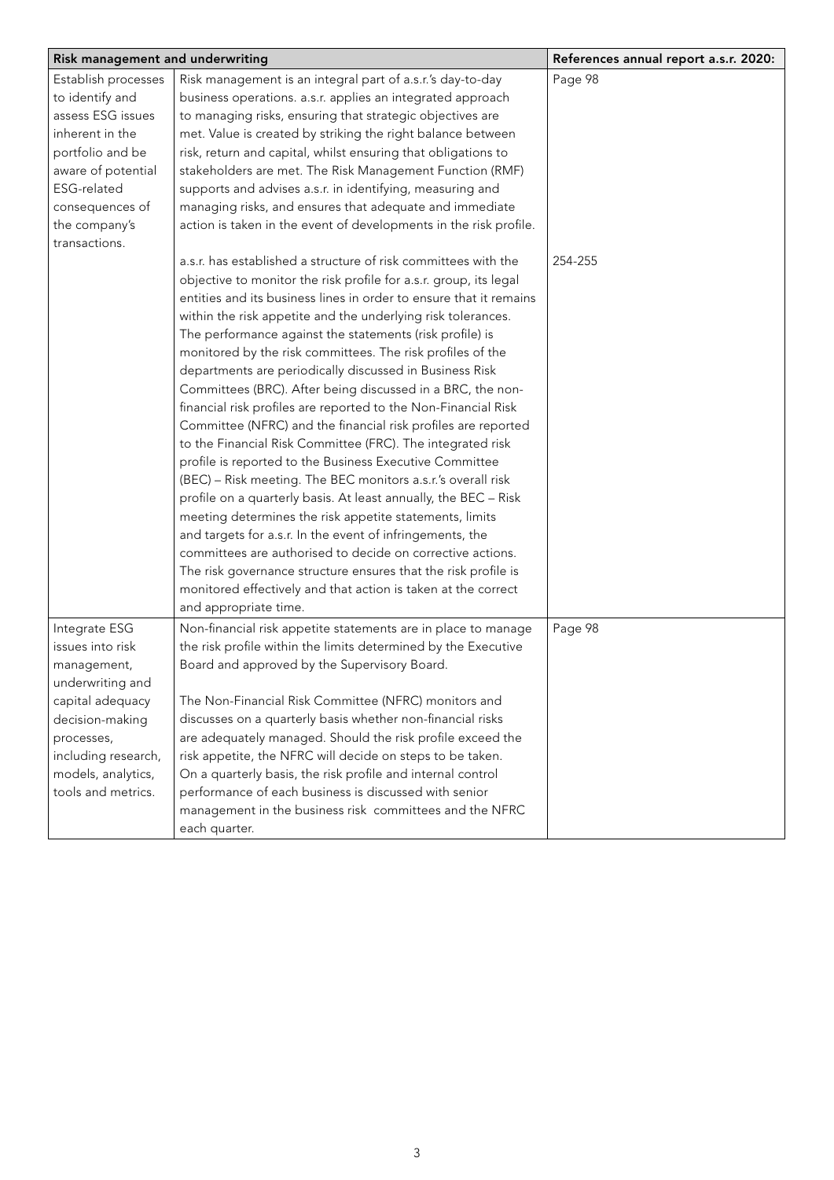| Risk management and underwriting | | References annual report a.s.r. 2020: |
|---|---|---|
| Establish processes to identify and assess ESG issues inherent in the portfolio and be aware of potential ESG-related consequences of the company's transactions. | Risk management is an integral part of a.s.r.'s day-to-day business operations. a.s.r. applies an integrated approach to managing risks, ensuring that strategic objectives are met. Value is created by striking the right balance between risk, return and capital, whilst ensuring that obligations to stakeholders are met. The Risk Management Function (RMF) supports and advises a.s.r. in identifying, measuring and managing risks, and ensures that adequate and immediate action is taken in the event of developments in the risk profile. | Page 98 |
| | a.s.r. has established a structure of risk committees with the objective to monitor the risk profile for a.s.r. group, its legal entities and its business lines in order to ensure that it remains within the risk appetite and the underlying risk tolerances. The performance against the statements (risk profile) is monitored by the risk committees. The risk profiles of the departments are periodically discussed in Business Risk Committees (BRC). After being discussed in a BRC, the non-financial risk profiles are reported to the Non-Financial Risk Committee (NFRC) and the financial risk profiles are reported to the Financial Risk Committee (FRC). The integrated risk profile is reported to the Business Executive Committee (BEC) – Risk meeting. The BEC monitors a.s.r.'s overall risk profile on a quarterly basis. At least annually, the BEC – Risk meeting determines the risk appetite statements, limits and targets for a.s.r. In the event of infringements, the committees are authorised to decide on corrective actions. The risk governance structure ensures that the risk profile is monitored effectively and that action is taken at the correct and appropriate time. | 254-255 |
| Integrate ESG issues into risk management, underwriting and capital adequacy decision-making processes, including research, models, analytics, tools and metrics. | Non-financial risk appetite statements are in place to manage the risk profile within the limits determined by the Executive Board and approved by the Supervisory Board.<br><br>The Non-Financial Risk Committee (NFRC) monitors and discusses on a quarterly basis whether non-financial risks are adequately managed. Should the risk profile exceed the risk appetite, the NFRC will decide on steps to be taken. On a quarterly basis, the risk profile and internal control performance of each business is discussed with senior management in the business risk committees and the NFRC each quarter. | Page 98 |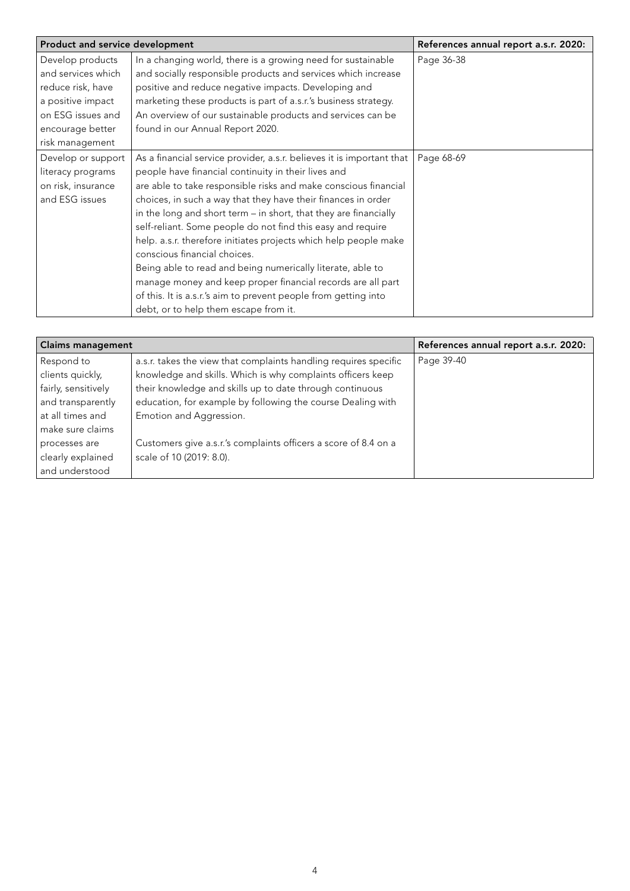| Product and service development | | References annual report a.s.r. 2020: |
|---|---|---|
| Develop products and services which reduce risk, have a positive impact on ESG issues and encourage better risk management | In a changing world, there is a growing need for sustainable and socially responsible products and services which increase positive and reduce negative impacts. Developing and marketing these products is part of a.s.r.'s business strategy. An overview of our sustainable products and services can be found in our Annual Report 2020. | Page 36-38 |
| Develop or support literacy programs on risk, insurance and ESG issues | As a financial service provider, a.s.r. believes it is important that people have financial continuity in their lives and are able to take responsible risks and make conscious financial choices, in such a way that they have their finances in order in the long and short term – in short, that they are financially self-reliant. Some people do not find this easy and require help. a.s.r. therefore initiates projects which help people make conscious financial choices.<br>Being able to read and being numerically literate, able to manage money and keep proper financial records are all part of this. It is a.s.r.'s aim to prevent people from getting into debt, or to help them escape from it. | Page 68-69 |

| Claims management | | References annual report a.s.r. 2020: |
|---|---|---|
| Respond to clients quickly, fairly, sensitively and transparently at all times and make sure claims processes are clearly explained and understood | a.s.r. takes the view that complaints handling requires specific knowledge and skills. Which is why complaints officers keep their knowledge and skills up to date through continuous education, for example by following the course Dealing with Emotion and Aggression.<br><br>Customers give a.s.r.'s complaints officers a score of 8.4 on a scale of 10 (2019: 8.0). | Page 39-40 |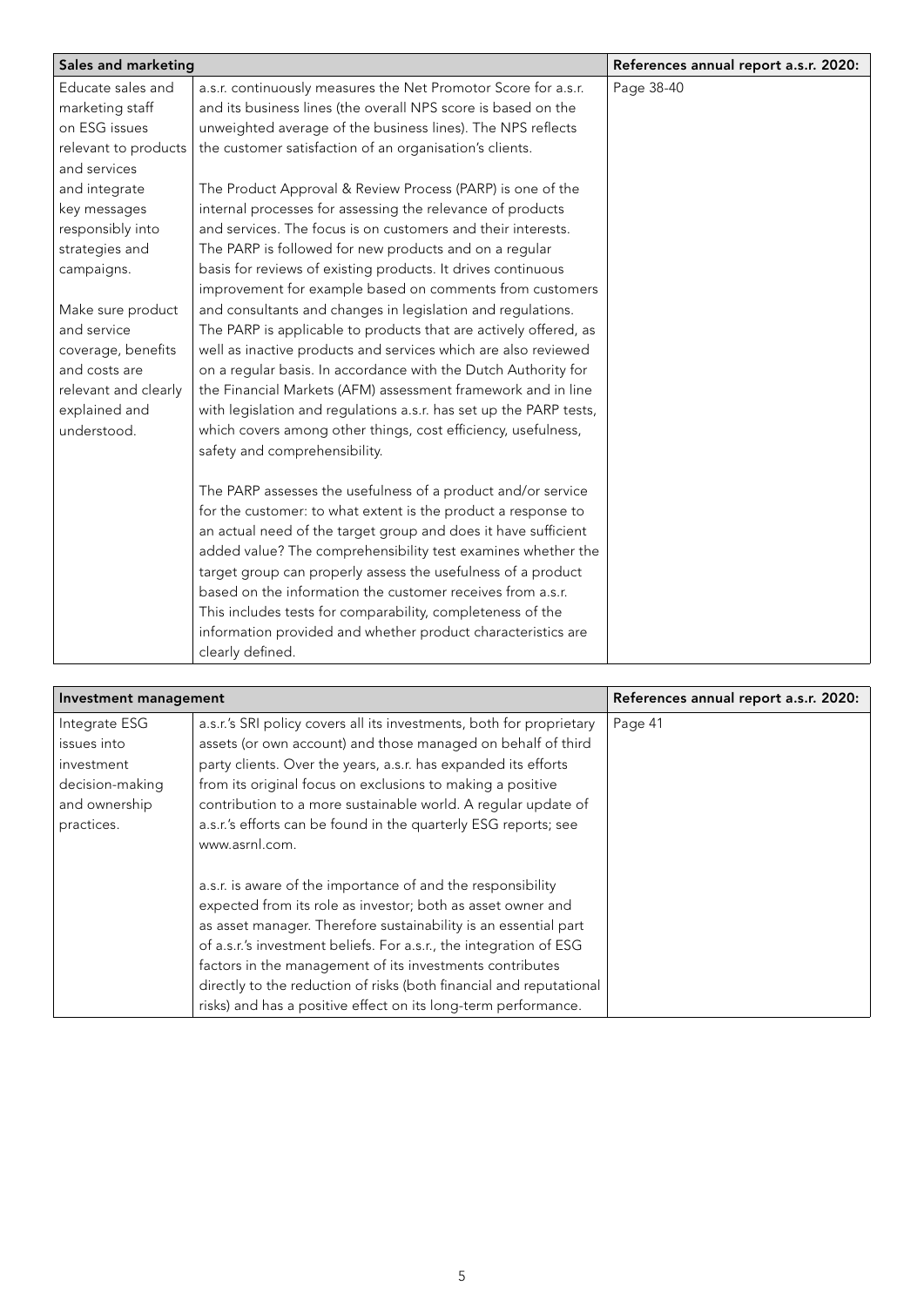| Sales and marketing | | References annual report a.s.r. 2020: |
|---|---|---|
| Educate sales and marketing staff on ESG issues relevant to products and services and integrate key messages responsibly into strategies and campaigns.<br><br>Make sure product and service coverage, benefits and costs are relevant and clearly explained and understood. | a.s.r. continuously measures the Net Promotor Score for a.s.r. and its business lines (the overall NPS score is based on the unweighted average of the business lines). The NPS reflects the customer satisfaction of an organisation's clients.<br><br>The Product Approval & Review Process (PARP) is one of the internal processes for assessing the relevance of products and services. The focus is on customers and their interests. The PARP is followed for new products and on a regular basis for reviews of existing products. It drives continuous improvement for example based on comments from customers and consultants and changes in legislation and regulations. The PARP is applicable to products that are actively offered, as well as inactive products and services which are also reviewed on a regular basis. In accordance with the Dutch Authority for the Financial Markets (AFM) assessment framework and in line with legislation and regulations a.s.r. has set up the PARP tests, which covers among other things, cost efficiency, usefulness, safety and comprehensibility.<br><br>The PARP assesses the usefulness of a product and/or service for the customer: to what extent is the product a response to an actual need of the target group and does it have sufficient added value? The comprehensibility test examines whether the target group can properly assess the usefulness of a product based on the information the customer receives from a.s.r. This includes tests for comparability, completeness of the information provided and whether product characteristics are clearly defined. | Page 38-40 |

| Investment management | | References annual report a.s.r. 2020: |
|---|---|---|
| Integrate ESG issues into investment decision-making and ownership practices. | a.s.r.'s SRI policy covers all its investments, both for proprietary assets (or own account) and those managed on behalf of third party clients. Over the years, a.s.r. has expanded its efforts from its original focus on exclusions to making a positive contribution to a more sustainable world. A regular update of a.s.r.'s efforts can be found in the quarterly ESG reports; see www.asrnl.com.<br><br>a.s.r. is aware of the importance of and the responsibility expected from its role as investor; both as asset owner and as asset manager. Therefore sustainability is an essential part of a.s.r.'s investment beliefs. For a.s.r., the integration of ESG factors in the management of its investments contributes directly to the reduction of risks (both financial and reputational risks) and has a positive effect on its long-term performance. | Page 41 |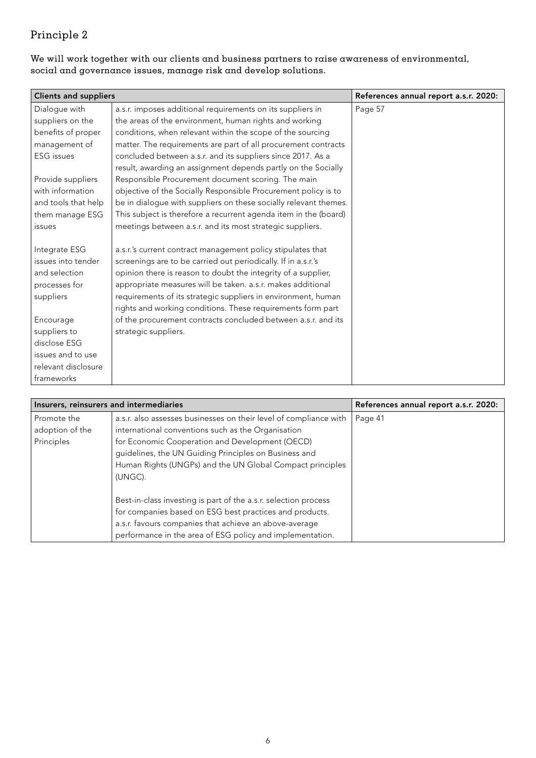## Principle 2

We will work together with our clients and business partners to raise awareness of environmental, social and governance issues, manage risk and develop solutions.

| Clients and suppliers | | References annual report a.s.r. 2020: |
|---|---|---|
| Dialogue with suppliers on the benefits of proper management of ESG issues<br><br>Provide suppliers with information and tools that help them manage ESG issues | a.s.r. imposes additional requirements on its suppliers in the areas of the environment, human rights and working conditions, when relevant within the scope of the sourcing matter. The requirements are part of all procurement contracts concluded between a.s.r. and its suppliers since 2017. As a result, awarding an assignment depends partly on the Socially Responsible Procurement document scoring. The main objective of the Socially Responsible Procurement policy is to be in dialogue with suppliers on these socially relevant themes. This subject is therefore a recurrent agenda item in the (board) meetings between a.s.r. and its most strategic suppliers. | Page 57 |
| Integrate ESG issues into tender and selection processes for suppliers<br><br>Encourage suppliers to disclose ESG issues and to use relevant disclosure frameworks | a.s.r.'s current contract management policy stipulates that screenings are to be carried out periodically. If in a.s.r.'s opinion there is reason to doubt the integrity of a supplier, appropriate measures will be taken. a.s.r. makes additional requirements of its strategic suppliers in environment, human rights and working conditions. These requirements form part of the procurement contracts concluded between a.s.r. and its strategic suppliers. | |

| Insurers, reinsurers and intermediaries | | References annual report a.s.r. 2020: |
|---|---|---|
| Promote the adoption of the Principles | a.s.r. also assesses businesses on their level of compliance with international conventions such as the Organisation for Economic Cooperation and Development (OECD) guidelines, the UN Guiding Principles on Business and Human Rights (UNGPs) and the UN Global Compact principles (UNGC).<br><br>Best-in-class investing is part of the a.s.r. selection process for companies based on ESG best practices and products. a.s.r. favours companies that achieve an above-average performance in the area of ESG policy and implementation. | Page 41 |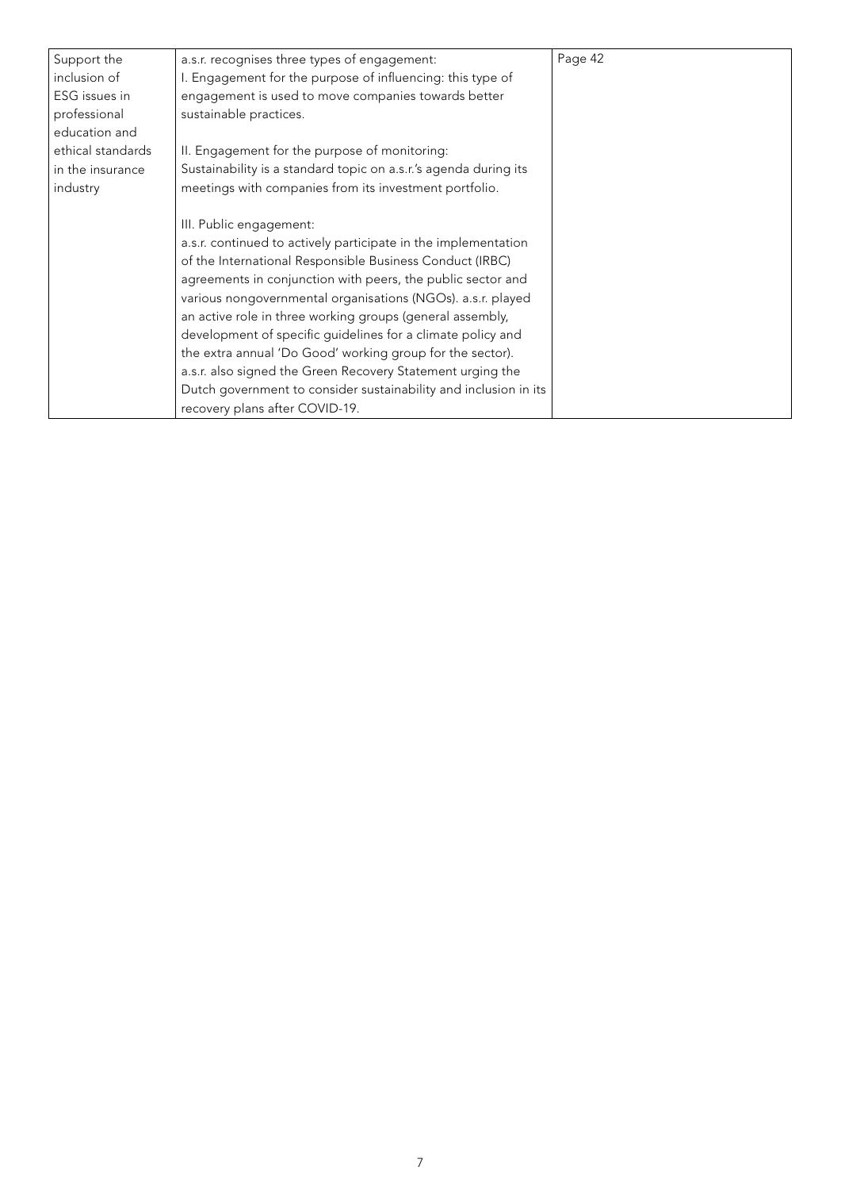| | | |
|---|---|---|
| Support the inclusion of ESG issues in professional education and ethical standards in the insurance industry | a.s.r. recognises three types of engagement:<br>I. Engagement for the purpose of influencing: this type of engagement is used to move companies towards better sustainable practices.<br><br>II. Engagement for the purpose of monitoring:<br>Sustainability is a standard topic on a.s.r.'s agenda during its meetings with companies from its investment portfolio.<br><br>III. Public engagement:<br>a.s.r. continued to actively participate in the implementation of the International Responsible Business Conduct (IRBC) agreements in conjunction with peers, the public sector and various nongovernmental organisations (NGOs). a.s.r. played an active role in three working groups (general assembly, development of specific guidelines for a climate policy and the extra annual 'Do Good' working group for the sector).<br>a.s.r. also signed the Green Recovery Statement urging the Dutch government to consider sustainability and inclusion in its recovery plans after COVID-19. | Page 42 |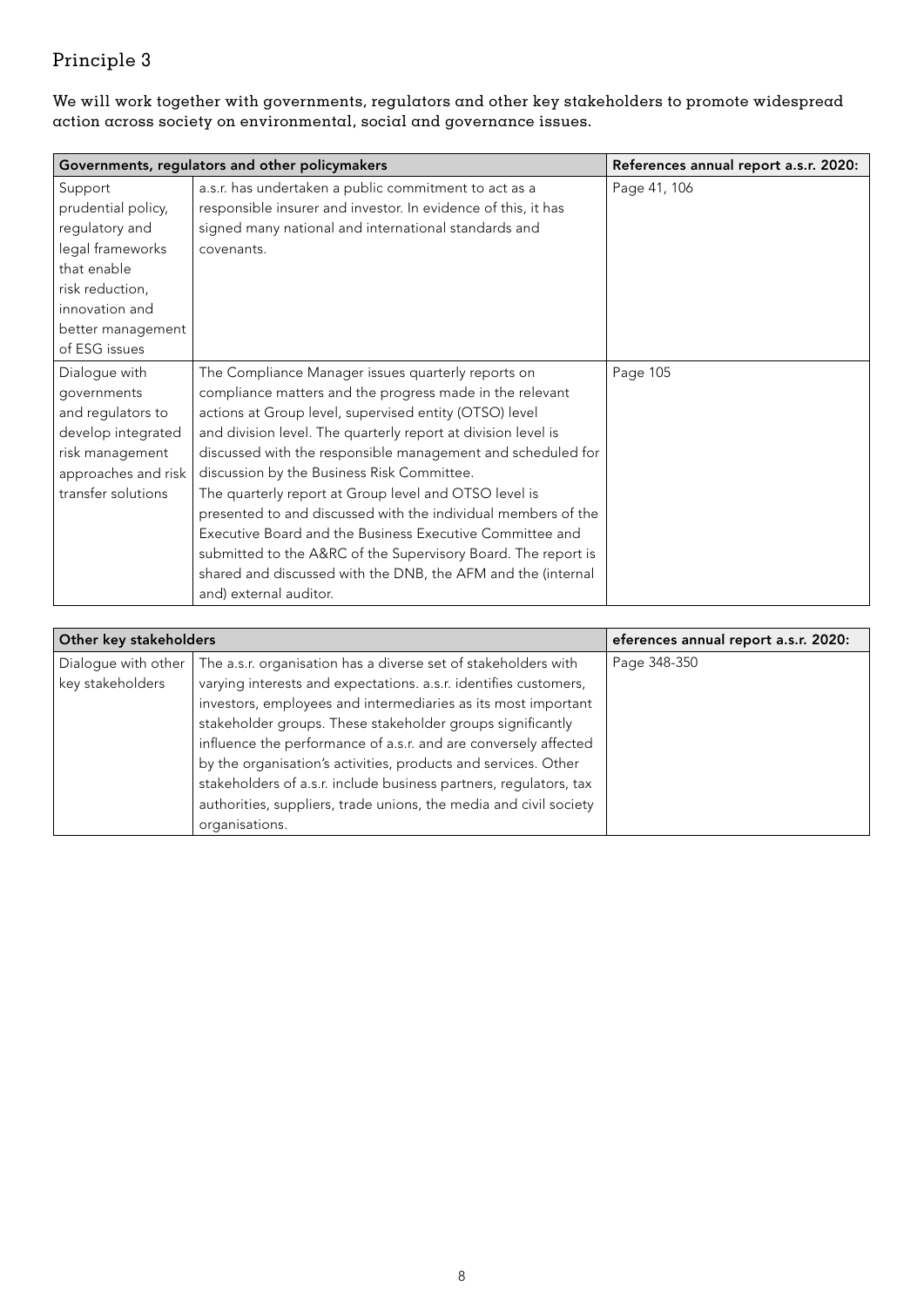## Principle 3

We will work together with governments, regulators and other key stakeholders to promote widespread action across society on environmental, social and governance issues.

| Governments, regulators and other policymakers | | References annual report a.s.r. 2020: |
|---|---|---|
| Support prudential policy, regulatory and legal frameworks that enable risk reduction, innovation and better management of ESG issues | a.s.r. has undertaken a public commitment to act as a responsible insurer and investor. In evidence of this, it has signed many national and international standards and covenants. | Page 41, 106 |
| Dialogue with governments and regulators to develop integrated risk management approaches and risk transfer solutions | The Compliance Manager issues quarterly reports on compliance matters and the progress made in the relevant actions at Group level, supervised entity (OTSO) level and division level. The quarterly report at division level is discussed with the responsible management and scheduled for discussion by the Business Risk Committee. The quarterly report at Group level and OTSO level is presented to and discussed with the individual members of the Executive Board and the Business Executive Committee and submitted to the A&RC of the Supervisory Board. The report is shared and discussed with the DNB, the AFM and the (internal and) external auditor. | Page 105 |

| Other key stakeholders | | eferences annual report a.s.r. 2020: |
|---|---|---|
| Dialogue with other key stakeholders | The a.s.r. organisation has a diverse set of stakeholders with varying interests and expectations. a.s.r. identifies customers, investors, employees and intermediaries as its most important stakeholder groups. These stakeholder groups significantly influence the performance of a.s.r. and are conversely affected by the organisation's activities, products and services. Other stakeholders of a.s.r. include business partners, regulators, tax authorities, suppliers, trade unions, the media and civil society organisations. | Page 348-350 |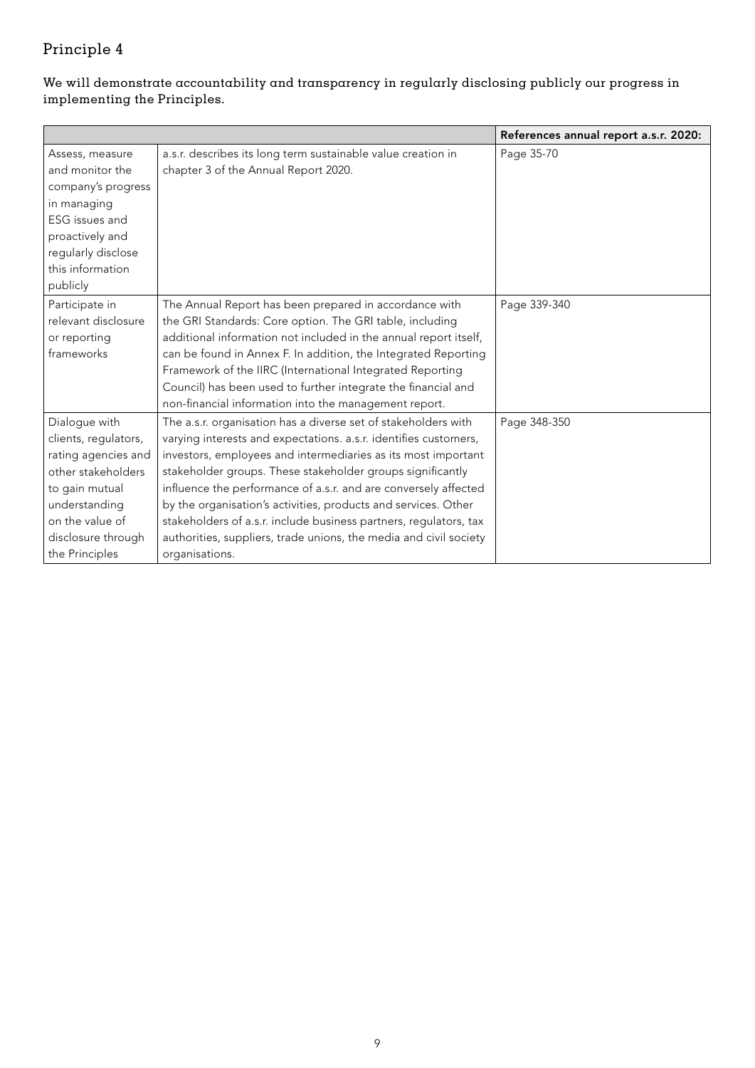## Principle 4

We will demonstrate accountability and transparency in regularly disclosing publicly our progress in implementing the Principles.

| | | References annual report a.s.r. 2020: |
|---|---|---|
| Assess, measure and monitor the company's progress in managing ESG issues and proactively and regularly disclose this information publicly | a.s.r. describes its long term sustainable value creation in chapter 3 of the Annual Report 2020. | Page 35-70 |
| Participate in relevant disclosure or reporting frameworks | The Annual Report has been prepared in accordance with the GRI Standards: Core option. The GRI table, including additional information not included in the annual report itself, can be found in Annex F. In addition, the Integrated Reporting Framework of the IIRC (International Integrated Reporting Council) has been used to further integrate the financial and non-financial information into the management report. | Page 339-340 |
| Dialogue with clients, regulators, rating agencies and other stakeholders to gain mutual understanding on the value of disclosure through the Principles | The a.s.r. organisation has a diverse set of stakeholders with varying interests and expectations. a.s.r. identifies customers, investors, employees and intermediaries as its most important stakeholder groups. These stakeholder groups significantly influence the performance of a.s.r. and are conversely affected by the organisation's activities, products and services. Other stakeholders of a.s.r. include business partners, regulators, tax authorities, suppliers, trade unions, the media and civil society organisations. | Page 348-350 |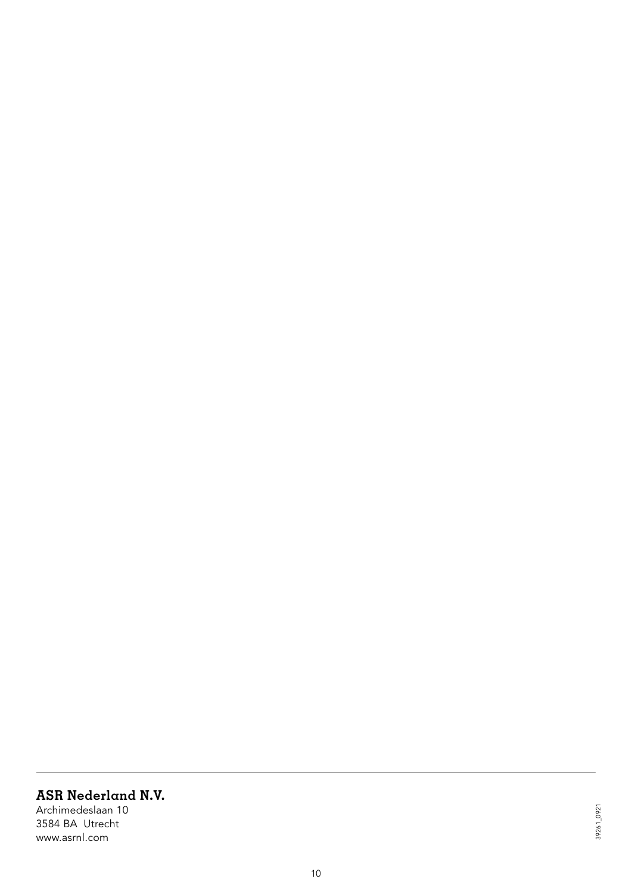**ASR Nederland N.V.**
Archimedeslaan 10
3584 BA Utrecht
www.asrnl.com

39261_0921